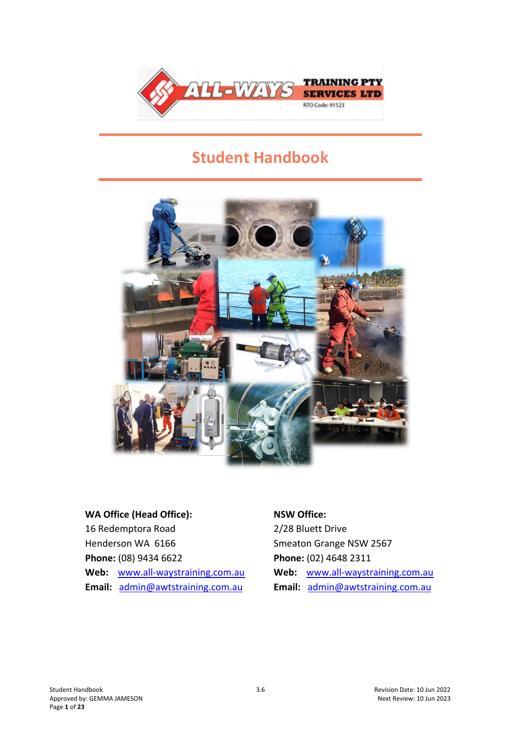# Student Handbook

**WA Office (Head Office):**
16 Redemptora Road
Henderson WA 6166
**Phone:** (08) 9434 6622
**Web:** www.all-waystraining.com.au
**Email:** admin@awtstraining.com.au

**NSW Office:**
2/28 Bluett Drive
Smeaton Grange NSW 2567
**Phone:** (02) 4648 2311
**Web:** www.all-waystraining.com.au
**Email:** admin@awtstraining.com.au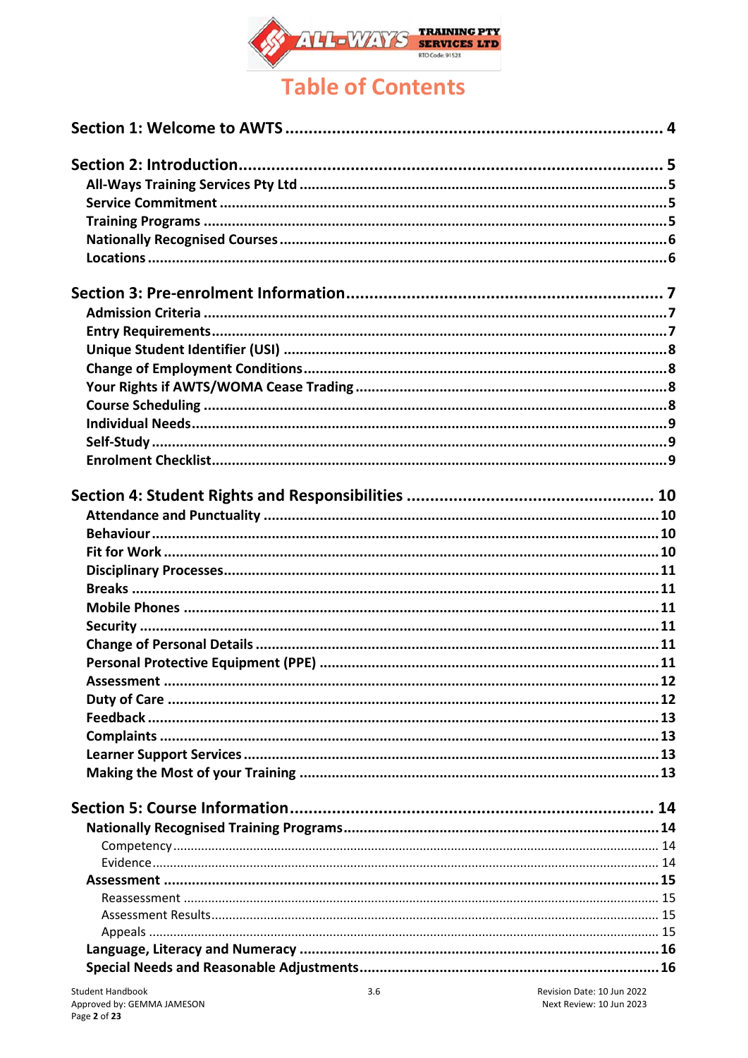# Table of Contents

**Section 1: Welcome to AWTS** .......... 4

**Section 2: Introduction** .......... 5
- **All-Ways Training Services Pty Ltd** .......... 5
- **Service Commitment** .......... 5
- **Training Programs** .......... 5
- **Nationally Recognised Courses** .......... 6
- **Locations** .......... 6

**Section 3: Pre-enrolment Information** .......... 7
- **Admission Criteria** .......... 7
- **Entry Requirements** .......... 7
- **Unique Student Identifier (USI)** .......... 8
- **Change of Employment Conditions** .......... 8
- **Your Rights if AWTS/WOMA Cease Trading** .......... 8
- **Course Scheduling** .......... 8
- **Individual Needs** .......... 9
- **Self-Study** .......... 9
- **Enrolment Checklist** .......... 9

**Section 4: Student Rights and Responsibilities** .......... 10
- **Attendance and Punctuality** .......... 10
- **Behaviour** .......... 10
- **Fit for Work** .......... 10
- **Disciplinary Processes** .......... 11
- **Breaks** .......... 11
- **Mobile Phones** .......... 11
- **Security** .......... 11
- **Change of Personal Details** .......... 11
- **Personal Protective Equipment (PPE)** .......... 11
- **Assessment** .......... 12
- **Duty of Care** .......... 12
- **Feedback** .......... 13
- **Complaints** .......... 13
- **Learner Support Services** .......... 13
- **Making the Most of your Training** .......... 13

**Section 5: Course Information** .......... 14
- **Nationally Recognised Training Programs** .......... 14
  - Competency .......... 14
  - Evidence .......... 14
- **Assessment** .......... 15
  - Reassessment .......... 15
  - Assessment Results .......... 15
  - Appeals .......... 15
- **Language, Literacy and Numeracy** .......... 16
- **Special Needs and Reasonable Adjustments** .......... 16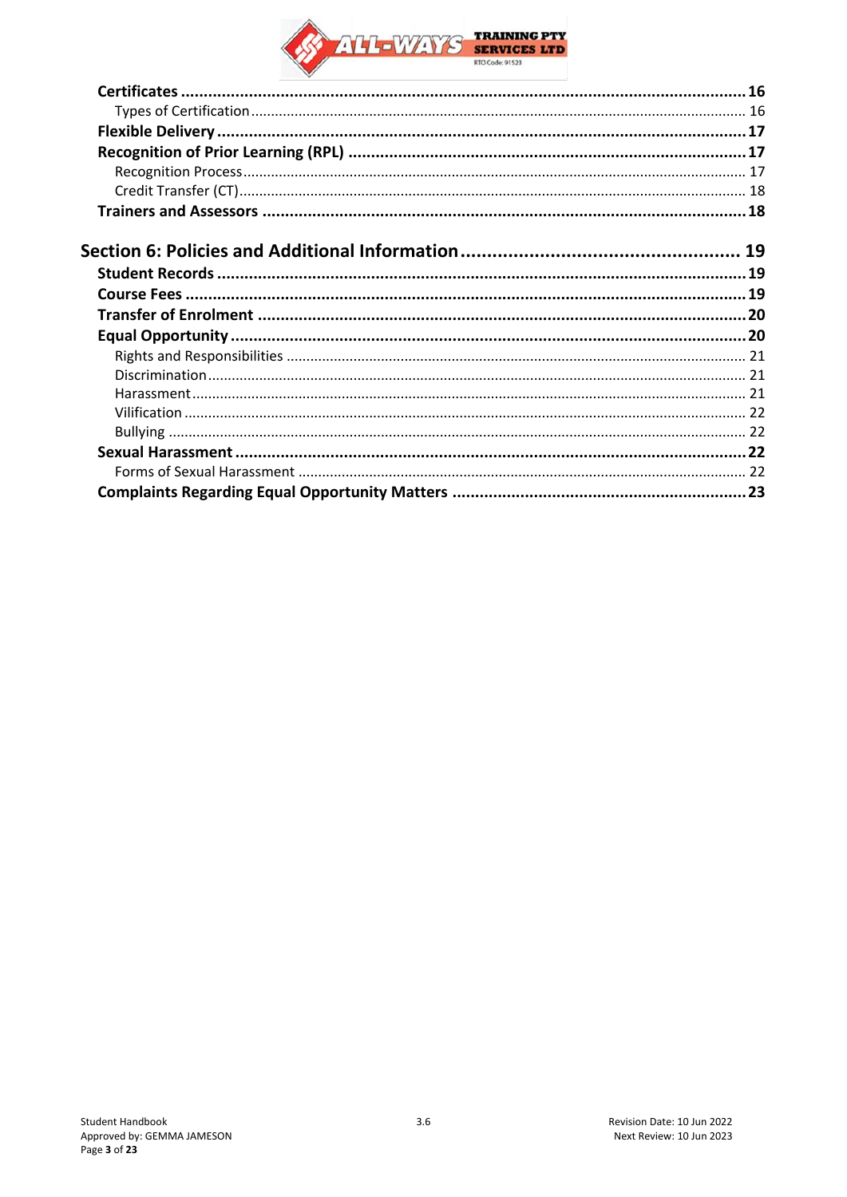**Certificates** ........................................................................................................................ **16**
Types of Certification ........................................................................................................ 16
**Flexible Delivery** .................................................................................................................. **17**
**Recognition of Prior Learning (RPL)** ...................................................................................... **17**
Recognition Process ........................................................................................................... 17
Credit Transfer (CT) ........................................................................................................... 18
**Trainers and Assessors** ......................................................................................................... **18**

**Section 6: Policies and Additional Information** .................................................... **19**

**Student Records** ................................................................................................................... **19**
**Course Fees** ........................................................................................................................ **19**
**Transfer of Enrolment** .......................................................................................................... **20**
**Equal Opportunity** ................................................................................................................ **20**
Rights and Responsibilities .................................................................................................. 21
Discrimination ..................................................................................................................... 21
Harassment ......................................................................................................................... 21
Vilification ........................................................................................................................... 22
Bullying ............................................................................................................................... 22
**Sexual Harassment** ............................................................................................................... **22**
Forms of Sexual Harassment ............................................................................................... 22
**Complaints Regarding Equal Opportunity Matters** .............................................................. **23**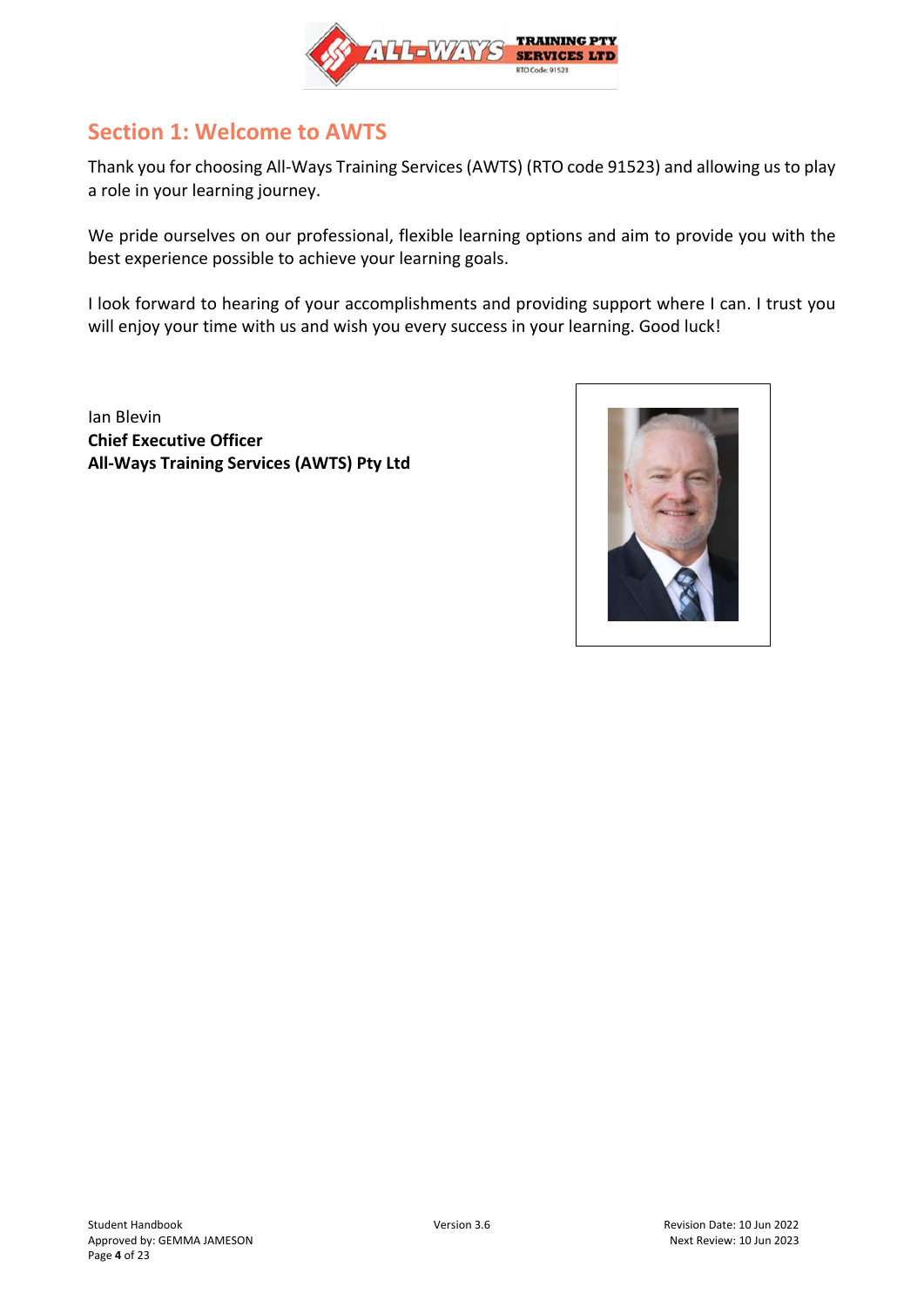## Section 1: Welcome to AWTS

Thank you for choosing All-Ways Training Services (AWTS) (RTO code 91523) and allowing us to play a role in your learning journey.

We pride ourselves on our professional, flexible learning options and aim to provide you with the best experience possible to achieve your learning goals.

I look forward to hearing of your accomplishments and providing support where I can. I trust you will enjoy your time with us and wish you every success in your learning. Good luck!

Ian Blevin
**Chief Executive Officer**
**All-Ways Training Services (AWTS) Pty Ltd**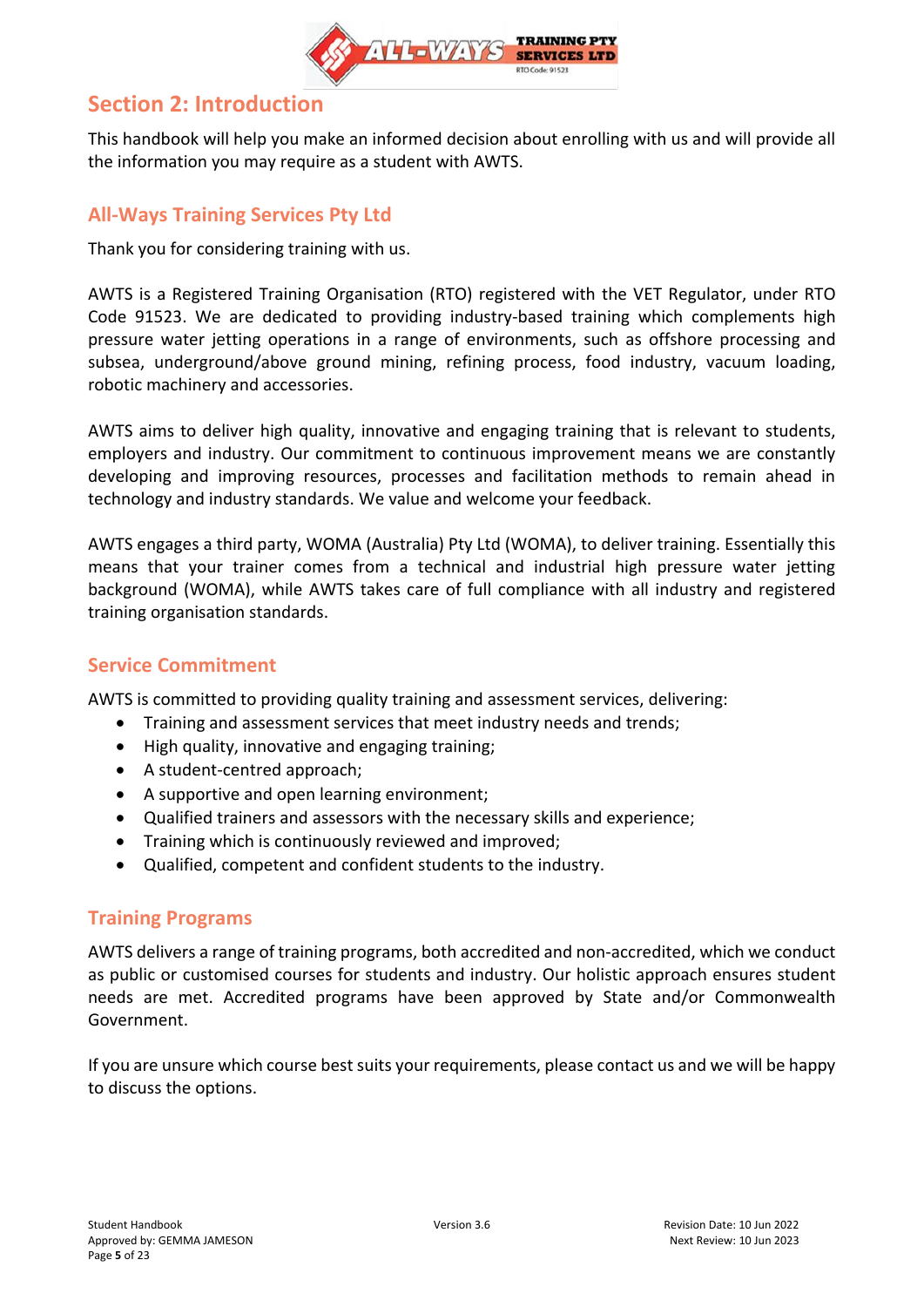# Section 2: Introduction

This handbook will help you make an informed decision about enrolling with us and will provide all the information you may require as a student with AWTS.

## All-Ways Training Services Pty Ltd

Thank you for considering training with us.

AWTS is a Registered Training Organisation (RTO) registered with the VET Regulator, under RTO Code 91523. We are dedicated to providing industry-based training which complements high pressure water jetting operations in a range of environments, such as offshore processing and subsea, underground/above ground mining, refining process, food industry, vacuum loading, robotic machinery and accessories.

AWTS aims to deliver high quality, innovative and engaging training that is relevant to students, employers and industry. Our commitment to continuous improvement means we are constantly developing and improving resources, processes and facilitation methods to remain ahead in technology and industry standards. We value and welcome your feedback.

AWTS engages a third party, WOMA (Australia) Pty Ltd (WOMA), to deliver training. Essentially this means that your trainer comes from a technical and industrial high pressure water jetting background (WOMA), while AWTS takes care of full compliance with all industry and registered training organisation standards.

## Service Commitment

AWTS is committed to providing quality training and assessment services, delivering:

- Training and assessment services that meet industry needs and trends;
- High quality, innovative and engaging training;
- A student-centred approach;
- A supportive and open learning environment;
- Qualified trainers and assessors with the necessary skills and experience;
- Training which is continuously reviewed and improved;
- Qualified, competent and confident students to the industry.

## Training Programs

AWTS delivers a range of training programs, both accredited and non-accredited, which we conduct as public or customised courses for students and industry. Our holistic approach ensures student needs are met. Accredited programs have been approved by State and/or Commonwealth Government.

If you are unsure which course best suits your requirements, please contact us and we will be happy to discuss the options.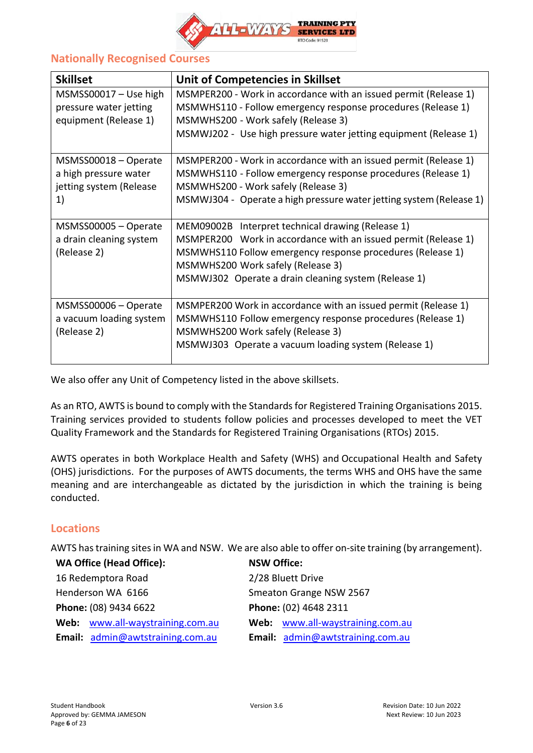## Nationally Recognised Courses

| Skillset | Unit of Competencies in Skillset |
|---|---|
| MSMSS00017 – Use high pressure water jetting equipment (Release 1) | MSMPER200 - Work in accordance with an issued permit (Release 1)<br>MSMWHS110 - Follow emergency response procedures (Release 1)<br>MSMWHS200 - Work safely (Release 3)<br>MSMWJ202 - Use high pressure water jetting equipment (Release 1) |
| MSMSS00018 – Operate a high pressure water jetting system (Release 1) | MSMPER200 - Work in accordance with an issued permit (Release 1)<br>MSMWHS110 - Follow emergency response procedures (Release 1)<br>MSMWHS200 - Work safely (Release 3)<br>MSMWJ304 - Operate a high pressure water jetting system (Release 1) |
| MSMSS00005 – Operate a drain cleaning system (Release 2) | MEM09002B Interpret technical drawing (Release 1)<br>MSMPER200 Work in accordance with an issued permit (Release 1)<br>MSMWHS110 Follow emergency response procedures (Release 1)<br>MSMWHS200 Work safely (Release 3)<br>MSMWJ302 Operate a drain cleaning system (Release 1) |
| MSMSS00006 – Operate a vacuum loading system (Release 2) | MSMPER200 Work in accordance with an issued permit (Release 1)<br>MSMWHS110 Follow emergency response procedures (Release 1)<br>MSMWHS200 Work safely (Release 3)<br>MSMWJ303 Operate a vacuum loading system (Release 1) |

We also offer any Unit of Competency listed in the above skillsets.

As an RTO, AWTS is bound to comply with the Standards for Registered Training Organisations 2015. Training services provided to students follow policies and processes developed to meet the VET Quality Framework and the Standards for Registered Training Organisations (RTOs) 2015.

AWTS operates in both Workplace Health and Safety (WHS) and Occupational Health and Safety (OHS) jurisdictions. For the purposes of AWTS documents, the terms WHS and OHS have the same meaning and are interchangeable as dictated by the jurisdiction in which the training is being conducted.

## Locations

AWTS has training sites in WA and NSW. We are also able to offer on-site training (by arrangement).

**WA Office (Head Office):**
16 Redemptora Road
Henderson WA 6166
**Phone:** (08) 9434 6622
**Web:** www.all-waystraining.com.au
**Email:** admin@awtstraining.com.au

**NSW Office:**
2/28 Bluett Drive
Smeaton Grange NSW 2567
**Phone:** (02) 4648 2311
**Web:** www.all-waystraining.com.au
**Email:** admin@awtstraining.com.au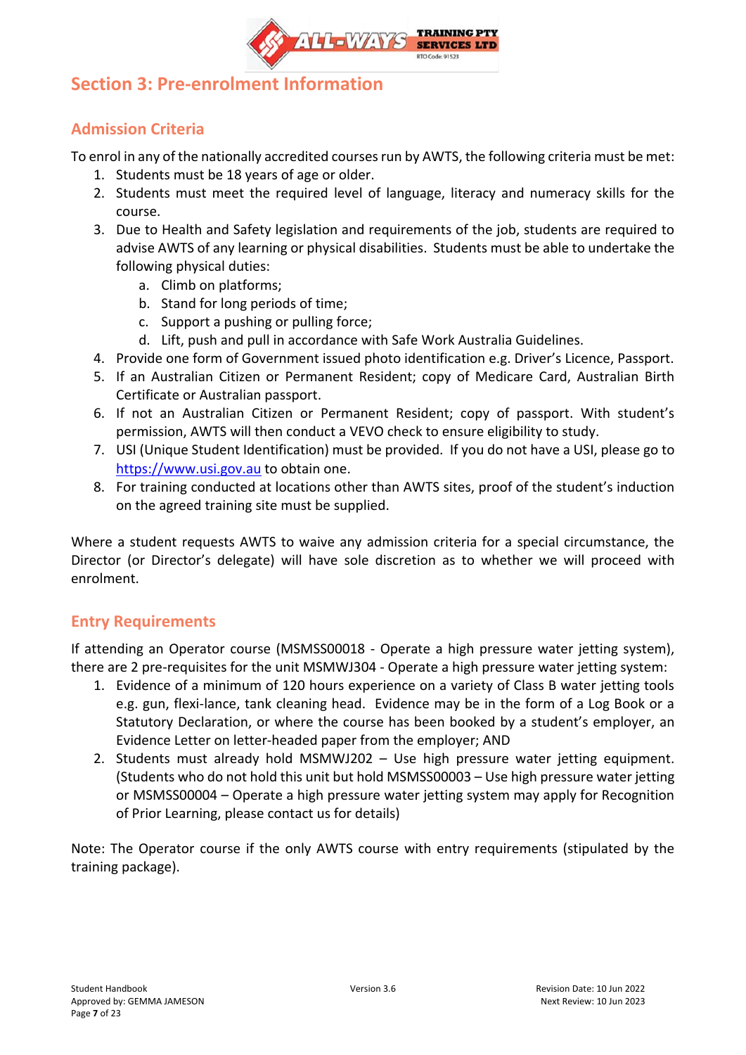# Section 3: Pre-enrolment Information

## Admission Criteria

To enrol in any of the nationally accredited courses run by AWTS, the following criteria must be met:

1. Students must be 18 years of age or older.
2. Students must meet the required level of language, literacy and numeracy skills for the course.
3. Due to Health and Safety legislation and requirements of the job, students are required to advise AWTS of any learning or physical disabilities. Students must be able to undertake the following physical duties:
   a. Climb on platforms;
   b. Stand for long periods of time;
   c. Support a pushing or pulling force;
   d. Lift, push and pull in accordance with Safe Work Australia Guidelines.
4. Provide one form of Government issued photo identification e.g. Driver's Licence, Passport.
5. If an Australian Citizen or Permanent Resident; copy of Medicare Card, Australian Birth Certificate or Australian passport.
6. If not an Australian Citizen or Permanent Resident; copy of passport. With student's permission, AWTS will then conduct a VEVO check to ensure eligibility to study.
7. USI (Unique Student Identification) must be provided. If you do not have a USI, please go to https://www.usi.gov.au to obtain one.
8. For training conducted at locations other than AWTS sites, proof of the student's induction on the agreed training site must be supplied.

Where a student requests AWTS to waive any admission criteria for a special circumstance, the Director (or Director's delegate) will have sole discretion as to whether we will proceed with enrolment.

## Entry Requirements

If attending an Operator course (MSMSS00018 - Operate a high pressure water jetting system), there are 2 pre-requisites for the unit MSMWJ304 - Operate a high pressure water jetting system:

1. Evidence of a minimum of 120 hours experience on a variety of Class B water jetting tools e.g. gun, flexi-lance, tank cleaning head. Evidence may be in the form of a Log Book or a Statutory Declaration, or where the course has been booked by a student's employer, an Evidence Letter on letter-headed paper from the employer; AND
2. Students must already hold MSMWJ202 – Use high pressure water jetting equipment. (Students who do not hold this unit but hold MSMSS00003 – Use high pressure water jetting or MSMSS00004 – Operate a high pressure water jetting system may apply for Recognition of Prior Learning, please contact us for details)

Note: The Operator course if the only AWTS course with entry requirements (stipulated by the training package).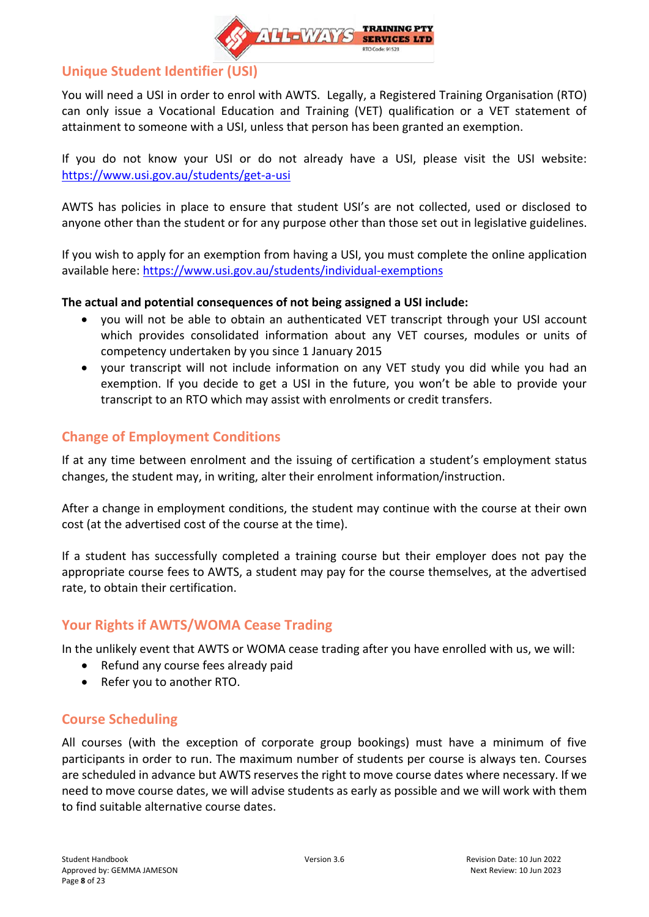## Unique Student Identifier (USI)

You will need a USI in order to enrol with AWTS. Legally, a Registered Training Organisation (RTO) can only issue a Vocational Education and Training (VET) qualification or a VET statement of attainment to someone with a USI, unless that person has been granted an exemption.

If you do not know your USI or do not already have a USI, please visit the USI website: https://www.usi.gov.au/students/get-a-usi

AWTS has policies in place to ensure that student USI's are not collected, used or disclosed to anyone other than the student or for any purpose other than those set out in legislative guidelines.

If you wish to apply for an exemption from having a USI, you must complete the online application available here: https://www.usi.gov.au/students/individual-exemptions

**The actual and potential consequences of not being assigned a USI include:**

- you will not be able to obtain an authenticated VET transcript through your USI account which provides consolidated information about any VET courses, modules or units of competency undertaken by you since 1 January 2015
- your transcript will not include information on any VET study you did while you had an exemption. If you decide to get a USI in the future, you won't be able to provide your transcript to an RTO which may assist with enrolments or credit transfers.

## Change of Employment Conditions

If at any time between enrolment and the issuing of certification a student's employment status changes, the student may, in writing, alter their enrolment information/instruction.

After a change in employment conditions, the student may continue with the course at their own cost (at the advertised cost of the course at the time).

If a student has successfully completed a training course but their employer does not pay the appropriate course fees to AWTS, a student may pay for the course themselves, at the advertised rate, to obtain their certification.

## Your Rights if AWTS/WOMA Cease Trading

In the unlikely event that AWTS or WOMA cease trading after you have enrolled with us, we will:

- Refund any course fees already paid
- Refer you to another RTO.

## Course Scheduling

All courses (with the exception of corporate group bookings) must have a minimum of five participants in order to run. The maximum number of students per course is always ten. Courses are scheduled in advance but AWTS reserves the right to move course dates where necessary. If we need to move course dates, we will advise students as early as possible and we will work with them to find suitable alternative course dates.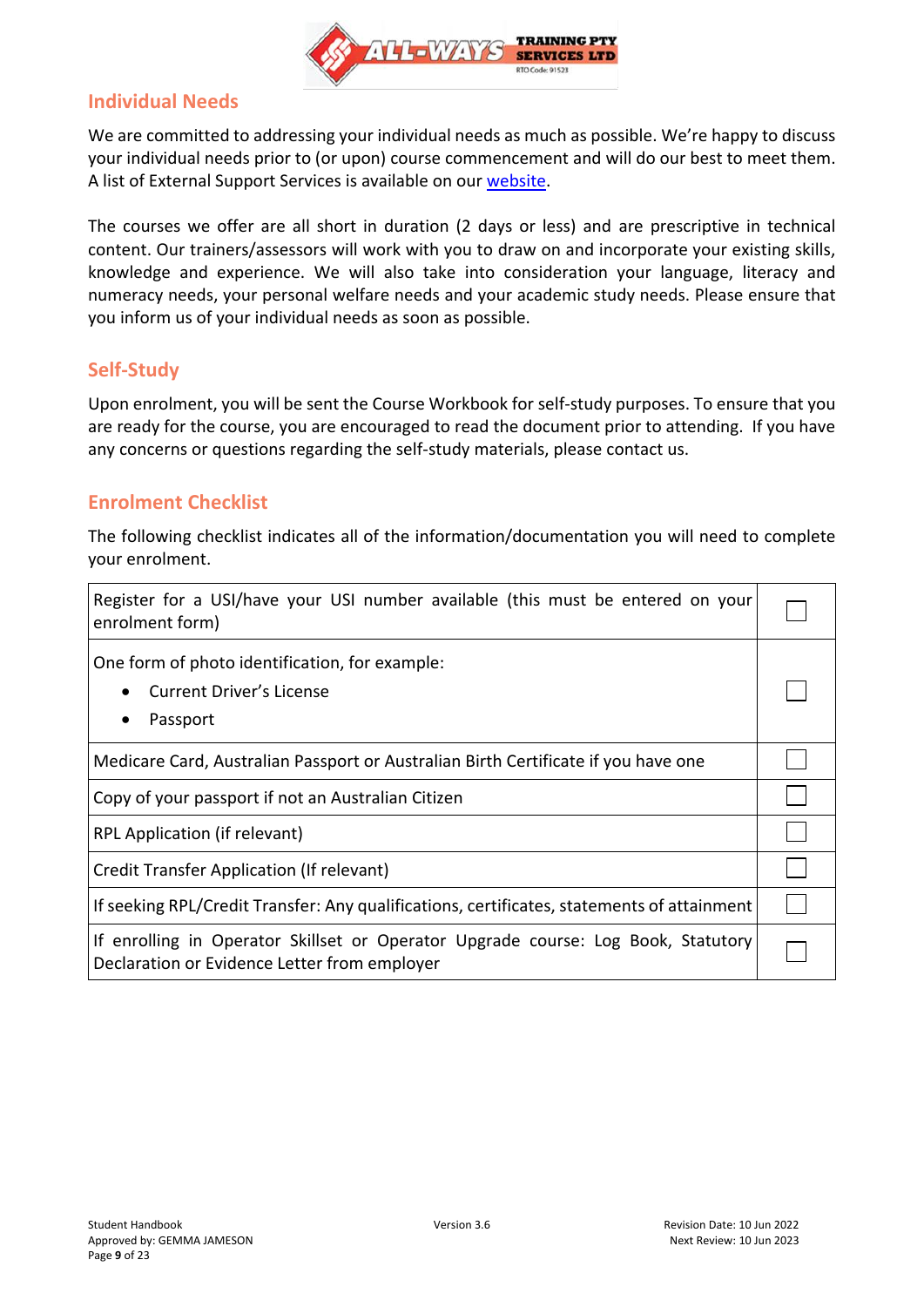## Individual Needs

We are committed to addressing your individual needs as much as possible. We're happy to discuss your individual needs prior to (or upon) course commencement and will do our best to meet them. A list of External Support Services is available on our [website](website).

The courses we offer are all short in duration (2 days or less) and are prescriptive in technical content. Our trainers/assessors will work with you to draw on and incorporate your existing skills, knowledge and experience. We will also take into consideration your language, literacy and numeracy needs, your personal welfare needs and your academic study needs. Please ensure that you inform us of your individual needs as soon as possible.

## Self-Study

Upon enrolment, you will be sent the Course Workbook for self-study purposes. To ensure that you are ready for the course, you are encouraged to read the document prior to attending. If you have any concerns or questions regarding the self-study materials, please contact us.

## Enrolment Checklist

The following checklist indicates all of the information/documentation you will need to complete your enrolment.

| Item | ☐ |
|---|---|
| Register for a USI/have your USI number available (this must be entered on your enrolment form) | ☐ |
| One form of photo identification, for example: <br>• Current Driver's License <br>• Passport | ☐ |
| Medicare Card, Australian Passport or Australian Birth Certificate if you have one | ☐ |
| Copy of your passport if not an Australian Citizen | ☐ |
| RPL Application (if relevant) | ☐ |
| Credit Transfer Application (If relevant) | ☐ |
| If seeking RPL/Credit Transfer: Any qualifications, certificates, statements of attainment | ☐ |
| If enrolling in Operator Skillset or Operator Upgrade course: Log Book, Statutory Declaration or Evidence Letter from employer | ☐ |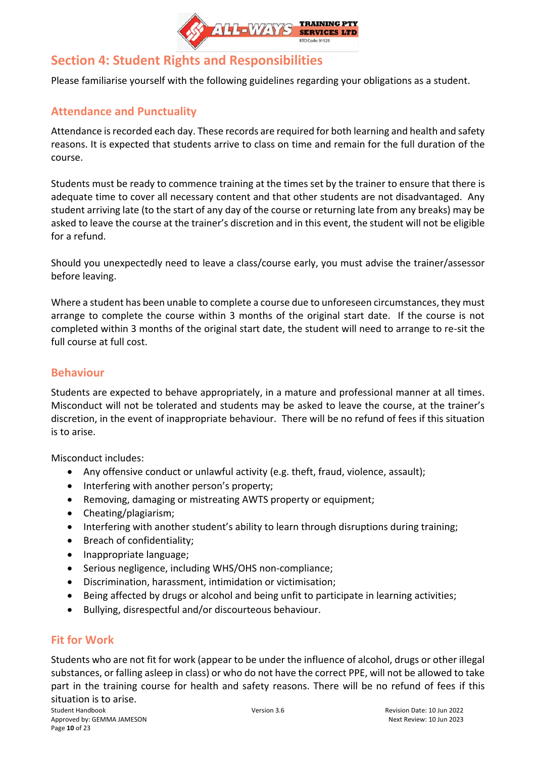## Section 4: Student Rights and Responsibilities

Please familiarise yourself with the following guidelines regarding your obligations as a student.

### Attendance and Punctuality

Attendance is recorded each day. These records are required for both learning and health and safety reasons. It is expected that students arrive to class on time and remain for the full duration of the course.

Students must be ready to commence training at the times set by the trainer to ensure that there is adequate time to cover all necessary content and that other students are not disadvantaged. Any student arriving late (to the start of any day of the course or returning late from any breaks) may be asked to leave the course at the trainer's discretion and in this event, the student will not be eligible for a refund.

Should you unexpectedly need to leave a class/course early, you must advise the trainer/assessor before leaving.

Where a student has been unable to complete a course due to unforeseen circumstances, they must arrange to complete the course within 3 months of the original start date. If the course is not completed within 3 months of the original start date, the student will need to arrange to re-sit the full course at full cost.

### Behaviour

Students are expected to behave appropriately, in a mature and professional manner at all times. Misconduct will not be tolerated and students may be asked to leave the course, at the trainer's discretion, in the event of inappropriate behaviour. There will be no refund of fees if this situation is to arise.

Misconduct includes:

- Any offensive conduct or unlawful activity (e.g. theft, fraud, violence, assault);
- Interfering with another person's property;
- Removing, damaging or mistreating AWTS property or equipment;
- Cheating/plagiarism;
- Interfering with another student's ability to learn through disruptions during training;
- Breach of confidentiality;
- Inappropriate language;
- Serious negligence, including WHS/OHS non-compliance;
- Discrimination, harassment, intimidation or victimisation;
- Being affected by drugs or alcohol and being unfit to participate in learning activities;
- Bullying, disrespectful and/or discourteous behaviour.

### Fit for Work

Students who are not fit for work (appear to be under the influence of alcohol, drugs or other illegal substances, or falling asleep in class) or who do not have the correct PPE, will not be allowed to take part in the training course for health and safety reasons. There will be no refund of fees if this situation is to arise.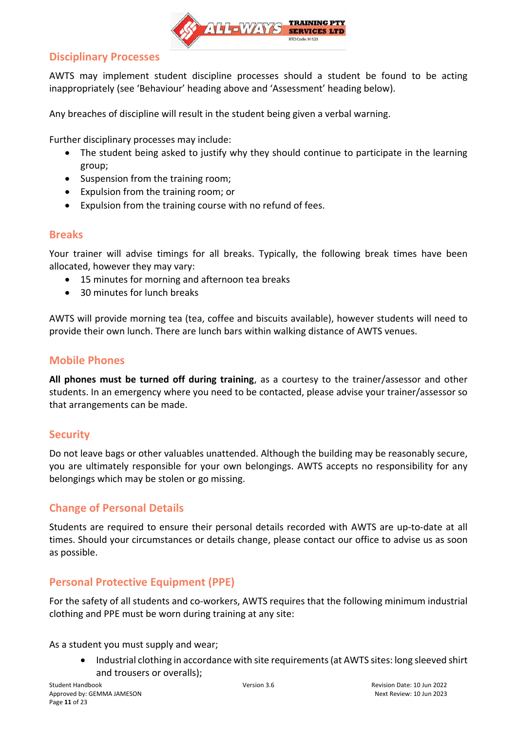## Disciplinary Processes

AWTS may implement student discipline processes should a student be found to be acting inappropriately (see 'Behaviour' heading above and 'Assessment' heading below).

Any breaches of discipline will result in the student being given a verbal warning.

Further disciplinary processes may include:

- The student being asked to justify why they should continue to participate in the learning group;
- Suspension from the training room;
- Expulsion from the training room; or
- Expulsion from the training course with no refund of fees.

## Breaks

Your trainer will advise timings for all breaks. Typically, the following break times have been allocated, however they may vary:

- 15 minutes for morning and afternoon tea breaks
- 30 minutes for lunch breaks

AWTS will provide morning tea (tea, coffee and biscuits available), however students will need to provide their own lunch. There are lunch bars within walking distance of AWTS venues.

## Mobile Phones

**All phones must be turned off during training**, as a courtesy to the trainer/assessor and other students. In an emergency where you need to be contacted, please advise your trainer/assessor so that arrangements can be made.

## Security

Do not leave bags or other valuables unattended. Although the building may be reasonably secure, you are ultimately responsible for your own belongings. AWTS accepts no responsibility for any belongings which may be stolen or go missing.

## Change of Personal Details

Students are required to ensure their personal details recorded with AWTS are up-to-date at all times. Should your circumstances or details change, please contact our office to advise us as soon as possible.

## Personal Protective Equipment (PPE)

For the safety of all students and co-workers, AWTS requires that the following minimum industrial clothing and PPE must be worn during training at any site:

As a student you must supply and wear;

- Industrial clothing in accordance with site requirements (at AWTS sites: long sleeved shirt and trousers or overalls);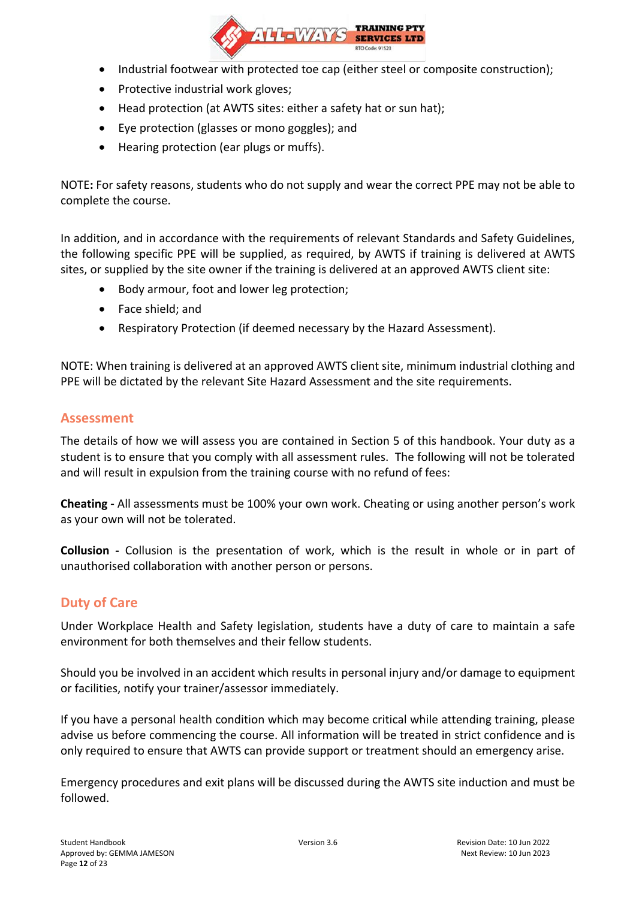- Industrial footwear with protected toe cap (either steel or composite construction);
- Protective industrial work gloves;
- Head protection (at AWTS sites: either a safety hat or sun hat);
- Eye protection (glasses or mono goggles); and
- Hearing protection (ear plugs or muffs).

NOTE**:** For safety reasons, students who do not supply and wear the correct PPE may not be able to complete the course.

In addition, and in accordance with the requirements of relevant Standards and Safety Guidelines, the following specific PPE will be supplied, as required, by AWTS if training is delivered at AWTS sites, or supplied by the site owner if the training is delivered at an approved AWTS client site:

- Body armour, foot and lower leg protection;
- Face shield; and
- Respiratory Protection (if deemed necessary by the Hazard Assessment).

NOTE: When training is delivered at an approved AWTS client site, minimum industrial clothing and PPE will be dictated by the relevant Site Hazard Assessment and the site requirements.

## Assessment

The details of how we will assess you are contained in Section 5 of this handbook. Your duty as a student is to ensure that you comply with all assessment rules. The following will not be tolerated and will result in expulsion from the training course with no refund of fees:

**Cheating -** All assessments must be 100% your own work. Cheating or using another person's work as your own will not be tolerated.

**Collusion -** Collusion is the presentation of work, which is the result in whole or in part of unauthorised collaboration with another person or persons.

## Duty of Care

Under Workplace Health and Safety legislation, students have a duty of care to maintain a safe environment for both themselves and their fellow students.

Should you be involved in an accident which results in personal injury and/or damage to equipment or facilities, notify your trainer/assessor immediately.

If you have a personal health condition which may become critical while attending training, please advise us before commencing the course. All information will be treated in strict confidence and is only required to ensure that AWTS can provide support or treatment should an emergency arise.

Emergency procedures and exit plans will be discussed during the AWTS site induction and must be followed.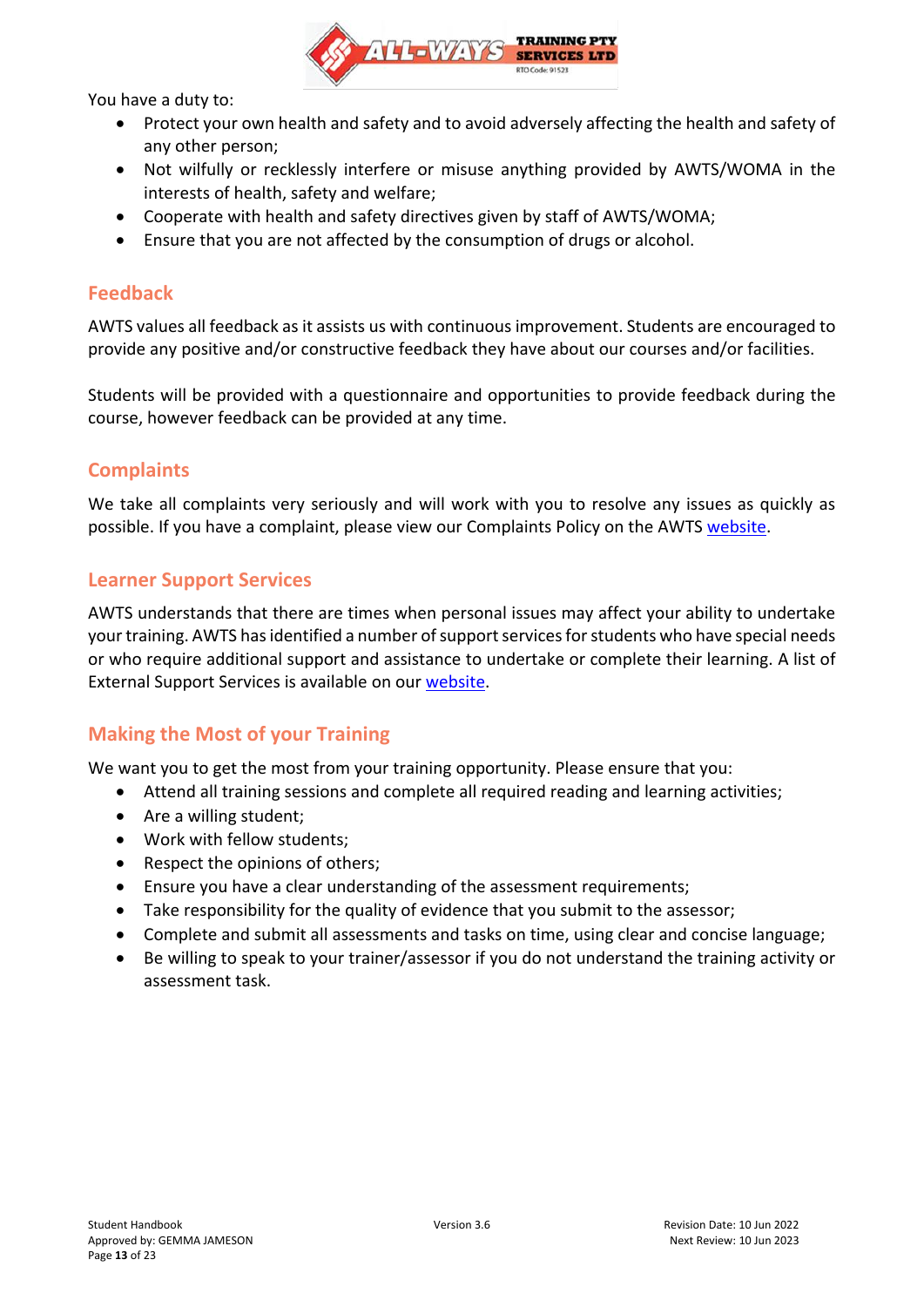You have a duty to:

- Protect your own health and safety and to avoid adversely affecting the health and safety of any other person;
- Not wilfully or recklessly interfere or misuse anything provided by AWTS/WOMA in the interests of health, safety and welfare;
- Cooperate with health and safety directives given by staff of AWTS/WOMA;
- Ensure that you are not affected by the consumption of drugs or alcohol.

## Feedback

AWTS values all feedback as it assists us with continuous improvement. Students are encouraged to provide any positive and/or constructive feedback they have about our courses and/or facilities.

Students will be provided with a questionnaire and opportunities to provide feedback during the course, however feedback can be provided at any time.

## Complaints

We take all complaints very seriously and will work with you to resolve any issues as quickly as possible. If you have a complaint, please view our Complaints Policy on the AWTS website.

## Learner Support Services

AWTS understands that there are times when personal issues may affect your ability to undertake your training. AWTS has identified a number of support services for students who have special needs or who require additional support and assistance to undertake or complete their learning. A list of External Support Services is available on our website.

## Making the Most of your Training

We want you to get the most from your training opportunity. Please ensure that you:

- Attend all training sessions and complete all required reading and learning activities;
- Are a willing student;
- Work with fellow students;
- Respect the opinions of others;
- Ensure you have a clear understanding of the assessment requirements;
- Take responsibility for the quality of evidence that you submit to the assessor;
- Complete and submit all assessments and tasks on time, using clear and concise language;
- Be willing to speak to your trainer/assessor if you do not understand the training activity or assessment task.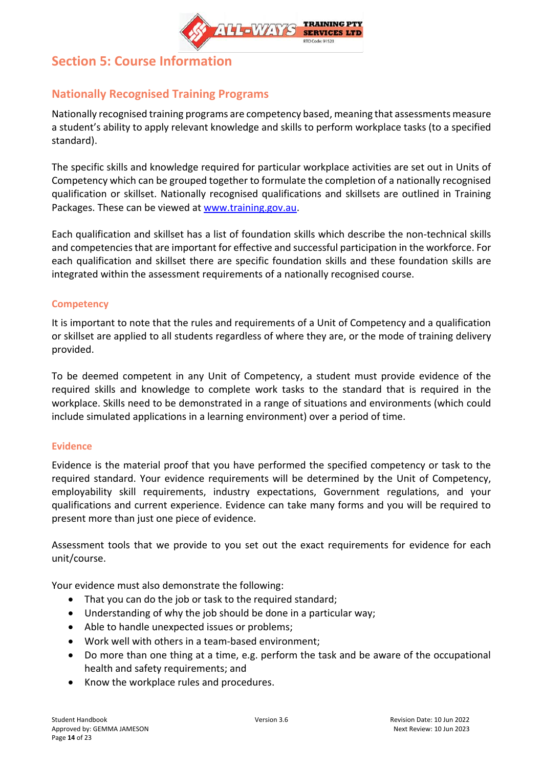# Section 5: Course Information

## Nationally Recognised Training Programs

Nationally recognised training programs are competency based, meaning that assessments measure a student's ability to apply relevant knowledge and skills to perform workplace tasks (to a specified standard).

The specific skills and knowledge required for particular workplace activities are set out in Units of Competency which can be grouped together to formulate the completion of a nationally recognised qualification or skillset. Nationally recognised qualifications and skillsets are outlined in Training Packages. These can be viewed at www.training.gov.au.

Each qualification and skillset has a list of foundation skills which describe the non-technical skills and competencies that are important for effective and successful participation in the workforce. For each qualification and skillset there are specific foundation skills and these foundation skills are integrated within the assessment requirements of a nationally recognised course.

### Competency

It is important to note that the rules and requirements of a Unit of Competency and a qualification or skillset are applied to all students regardless of where they are, or the mode of training delivery provided.

To be deemed competent in any Unit of Competency, a student must provide evidence of the required skills and knowledge to complete work tasks to the standard that is required in the workplace. Skills need to be demonstrated in a range of situations and environments (which could include simulated applications in a learning environment) over a period of time.

### Evidence

Evidence is the material proof that you have performed the specified competency or task to the required standard. Your evidence requirements will be determined by the Unit of Competency, employability skill requirements, industry expectations, Government regulations, and your qualifications and current experience. Evidence can take many forms and you will be required to present more than just one piece of evidence.

Assessment tools that we provide to you set out the exact requirements for evidence for each unit/course.

Your evidence must also demonstrate the following:

- That you can do the job or task to the required standard;
- Understanding of why the job should be done in a particular way;
- Able to handle unexpected issues or problems;
- Work well with others in a team-based environment;
- Do more than one thing at a time, e.g. perform the task and be aware of the occupational health and safety requirements; and
- Know the workplace rules and procedures.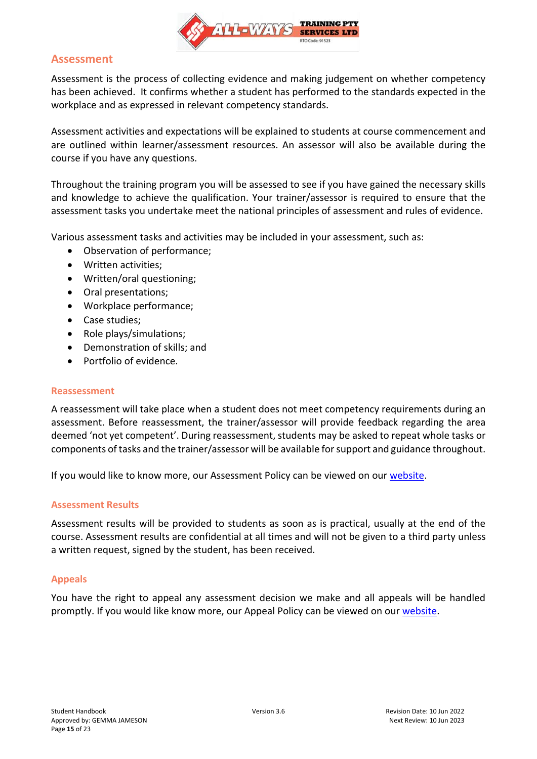## Assessment

Assessment is the process of collecting evidence and making judgement on whether competency has been achieved. It confirms whether a student has performed to the standards expected in the workplace and as expressed in relevant competency standards.

Assessment activities and expectations will be explained to students at course commencement and are outlined within learner/assessment resources. An assessor will also be available during the course if you have any questions.

Throughout the training program you will be assessed to see if you have gained the necessary skills and knowledge to achieve the qualification. Your trainer/assessor is required to ensure that the assessment tasks you undertake meet the national principles of assessment and rules of evidence.

Various assessment tasks and activities may be included in your assessment, such as:

- Observation of performance;
- Written activities;
- Written/oral questioning;
- Oral presentations;
- Workplace performance;
- Case studies;
- Role plays/simulations;
- Demonstration of skills; and
- Portfolio of evidence.

### Reassessment

A reassessment will take place when a student does not meet competency requirements during an assessment. Before reassessment, the trainer/assessor will provide feedback regarding the area deemed 'not yet competent'. During reassessment, students may be asked to repeat whole tasks or components of tasks and the trainer/assessor will be available for support and guidance throughout.

If you would like to know more, our Assessment Policy can be viewed on our website.

### Assessment Results

Assessment results will be provided to students as soon as is practical, usually at the end of the course. Assessment results are confidential at all times and will not be given to a third party unless a written request, signed by the student, has been received.

### Appeals

You have the right to appeal any assessment decision we make and all appeals will be handled promptly. If you would like know more, our Appeal Policy can be viewed on our website.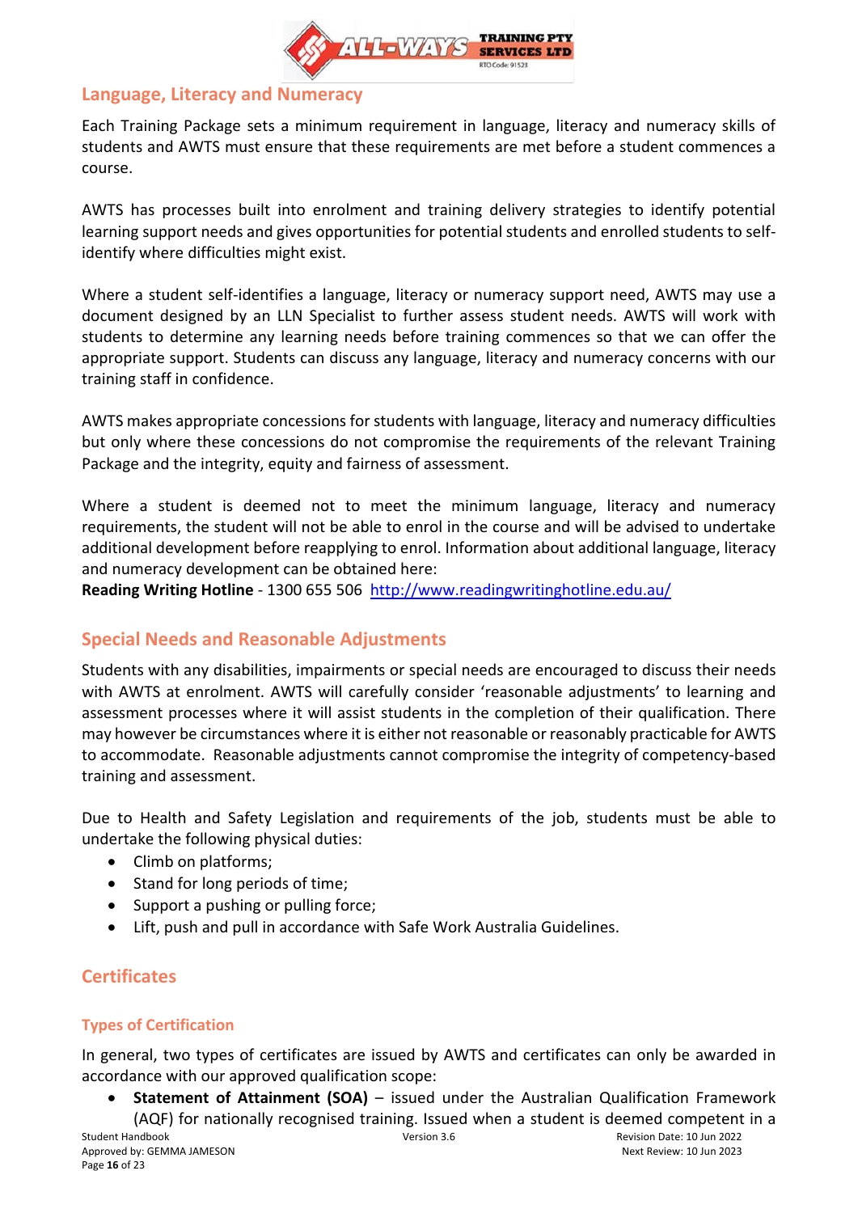## Language, Literacy and Numeracy

Each Training Package sets a minimum requirement in language, literacy and numeracy skills of students and AWTS must ensure that these requirements are met before a student commences a course.

AWTS has processes built into enrolment and training delivery strategies to identify potential learning support needs and gives opportunities for potential students and enrolled students to self-identify where difficulties might exist.

Where a student self-identifies a language, literacy or numeracy support need, AWTS may use a document designed by an LLN Specialist to further assess student needs. AWTS will work with students to determine any learning needs before training commences so that we can offer the appropriate support. Students can discuss any language, literacy and numeracy concerns with our training staff in confidence.

AWTS makes appropriate concessions for students with language, literacy and numeracy difficulties but only where these concessions do not compromise the requirements of the relevant Training Package and the integrity, equity and fairness of assessment.

Where a student is deemed not to meet the minimum language, literacy and numeracy requirements, the student will not be able to enrol in the course and will be advised to undertake additional development before reapplying to enrol. Information about additional language, literacy and numeracy development can be obtained here:
**Reading Writing Hotline** - 1300 655 506 [http://www.readingwritinghotline.edu.au/](http://www.readingwritinghotline.edu.au/)

## Special Needs and Reasonable Adjustments

Students with any disabilities, impairments or special needs are encouraged to discuss their needs with AWTS at enrolment. AWTS will carefully consider 'reasonable adjustments' to learning and assessment processes where it will assist students in the completion of their qualification. There may however be circumstances where it is either not reasonable or reasonably practicable for AWTS to accommodate. Reasonable adjustments cannot compromise the integrity of competency-based training and assessment.

Due to Health and Safety Legislation and requirements of the job, students must be able to undertake the following physical duties:

- Climb on platforms;
- Stand for long periods of time;
- Support a pushing or pulling force;
- Lift, push and pull in accordance with Safe Work Australia Guidelines.

## Certificates

### Types of Certification

In general, two types of certificates are issued by AWTS and certificates can only be awarded in accordance with our approved qualification scope:

- **Statement of Attainment (SOA)** – issued under the Australian Qualification Framework (AQF) for nationally recognised training. Issued when a student is deemed competent in a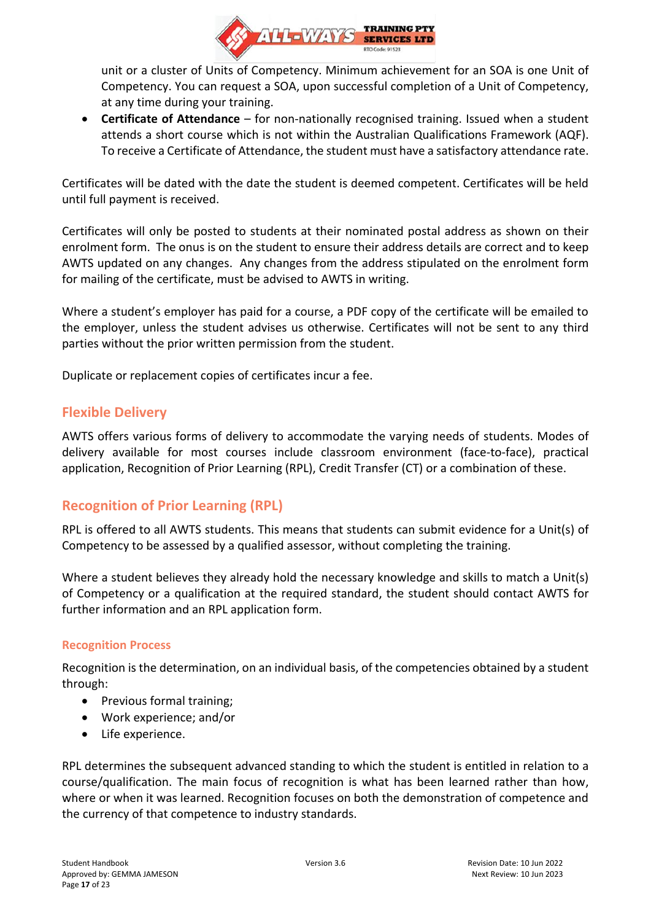unit or a cluster of Units of Competency. Minimum achievement for an SOA is one Unit of Competency. You can request a SOA, upon successful completion of a Unit of Competency, at any time during your training.

- **Certificate of Attendance** – for non-nationally recognised training. Issued when a student attends a short course which is not within the Australian Qualifications Framework (AQF). To receive a Certificate of Attendance, the student must have a satisfactory attendance rate.

Certificates will be dated with the date the student is deemed competent. Certificates will be held until full payment is received.

Certificates will only be posted to students at their nominated postal address as shown on their enrolment form. The onus is on the student to ensure their address details are correct and to keep AWTS updated on any changes. Any changes from the address stipulated on the enrolment form for mailing of the certificate, must be advised to AWTS in writing.

Where a student's employer has paid for a course, a PDF copy of the certificate will be emailed to the employer, unless the student advises us otherwise. Certificates will not be sent to any third parties without the prior written permission from the student.

Duplicate or replacement copies of certificates incur a fee.

## Flexible Delivery

AWTS offers various forms of delivery to accommodate the varying needs of students. Modes of delivery available for most courses include classroom environment (face-to-face), practical application, Recognition of Prior Learning (RPL), Credit Transfer (CT) or a combination of these.

## Recognition of Prior Learning (RPL)

RPL is offered to all AWTS students. This means that students can submit evidence for a Unit(s) of Competency to be assessed by a qualified assessor, without completing the training.

Where a student believes they already hold the necessary knowledge and skills to match a Unit(s) of Competency or a qualification at the required standard, the student should contact AWTS for further information and an RPL application form.

### Recognition Process

Recognition is the determination, on an individual basis, of the competencies obtained by a student through:

- Previous formal training;
- Work experience; and/or
- Life experience.

RPL determines the subsequent advanced standing to which the student is entitled in relation to a course/qualification. The main focus of recognition is what has been learned rather than how, where or when it was learned. Recognition focuses on both the demonstration of competence and the currency of that competence to industry standards.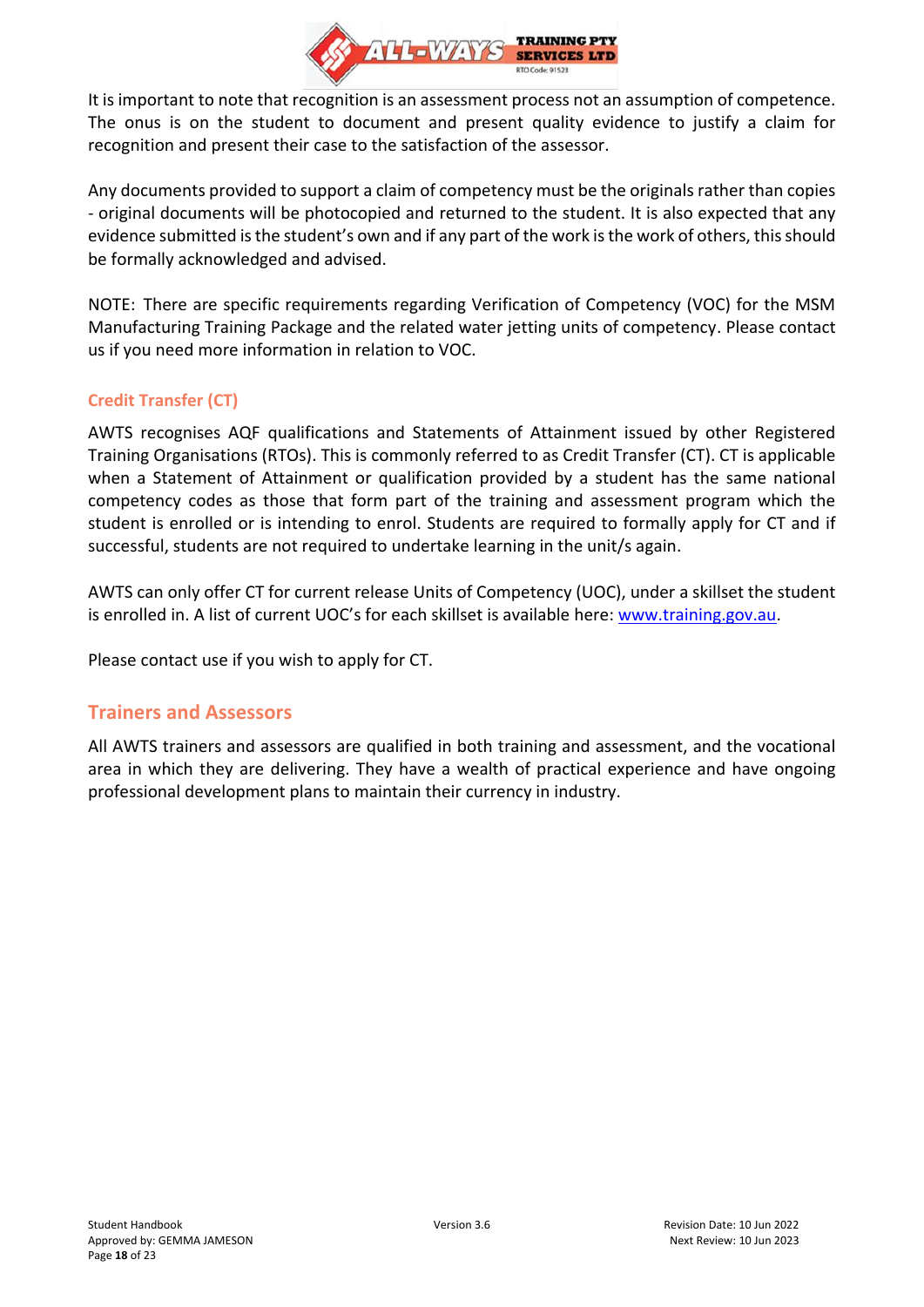It is important to note that recognition is an assessment process not an assumption of competence. The onus is on the student to document and present quality evidence to justify a claim for recognition and present their case to the satisfaction of the assessor.

Any documents provided to support a claim of competency must be the originals rather than copies - original documents will be photocopied and returned to the student. It is also expected that any evidence submitted is the student's own and if any part of the work is the work of others, this should be formally acknowledged and advised.

NOTE: There are specific requirements regarding Verification of Competency (VOC) for the MSM Manufacturing Training Package and the related water jetting units of competency. Please contact us if you need more information in relation to VOC.

### Credit Transfer (CT)

AWTS recognises AQF qualifications and Statements of Attainment issued by other Registered Training Organisations (RTOs). This is commonly referred to as Credit Transfer (CT). CT is applicable when a Statement of Attainment or qualification provided by a student has the same national competency codes as those that form part of the training and assessment program which the student is enrolled or is intending to enrol. Students are required to formally apply for CT and if successful, students are not required to undertake learning in the unit/s again.

AWTS can only offer CT for current release Units of Competency (UOC), under a skillset the student is enrolled in. A list of current UOC's for each skillset is available here: [www.training.gov.au](http://www.training.gov.au).

Please contact use if you wish to apply for CT.

## Trainers and Assessors

All AWTS trainers and assessors are qualified in both training and assessment, and the vocational area in which they are delivering. They have a wealth of practical experience and have ongoing professional development plans to maintain their currency in industry.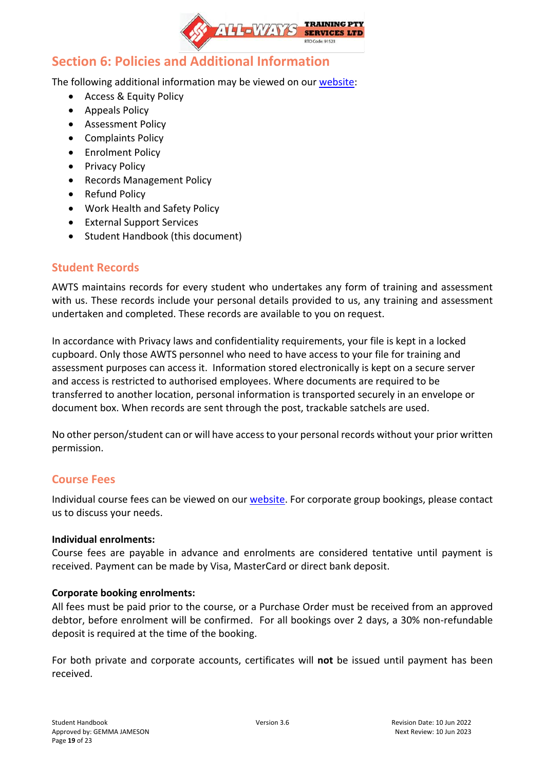## Section 6: Policies and Additional Information

The following additional information may be viewed on our website:

- Access & Equity Policy
- Appeals Policy
- Assessment Policy
- Complaints Policy
- Enrolment Policy
- Privacy Policy
- Records Management Policy
- Refund Policy
- Work Health and Safety Policy
- External Support Services
- Student Handbook (this document)

### Student Records

AWTS maintains records for every student who undertakes any form of training and assessment with us. These records include your personal details provided to us, any training and assessment undertaken and completed. These records are available to you on request.

In accordance with Privacy laws and confidentiality requirements, your file is kept in a locked cupboard. Only those AWTS personnel who need to have access to your file for training and assessment purposes can access it. Information stored electronically is kept on a secure server and access is restricted to authorised employees. Where documents are required to be transferred to another location, personal information is transported securely in an envelope or document box. When records are sent through the post, trackable satchels are used.

No other person/student can or will have access to your personal records without your prior written permission.

### Course Fees

Individual course fees can be viewed on our website. For corporate group bookings, please contact us to discuss your needs.

**Individual enrolments:**
Course fees are payable in advance and enrolments are considered tentative until payment is received. Payment can be made by Visa, MasterCard or direct bank deposit.

**Corporate booking enrolments:**
All fees must be paid prior to the course, or a Purchase Order must be received from an approved debtor, before enrolment will be confirmed. For all bookings over 2 days, a 30% non-refundable deposit is required at the time of the booking.

For both private and corporate accounts, certificates will **not** be issued until payment has been received.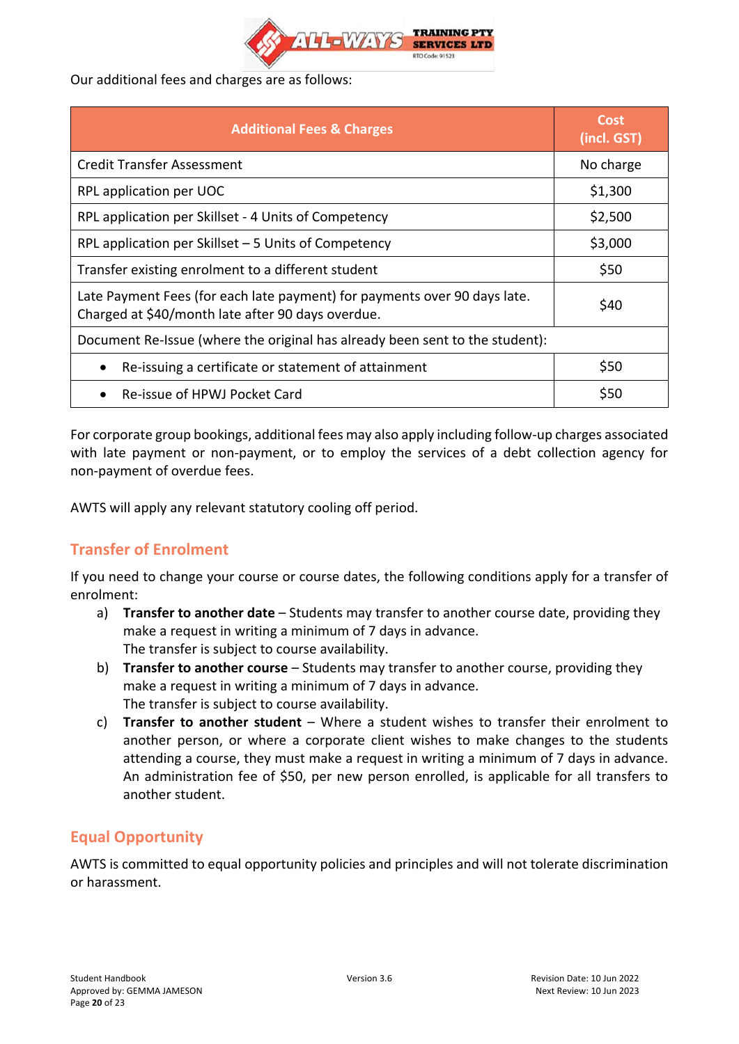Our additional fees and charges are as follows:

| Additional Fees & Charges | Cost (incl. GST) |
| --- | --- |
| Credit Transfer Assessment | No charge |
| RPL application per UOC | $1,300 |
| RPL application per Skillset - 4 Units of Competency | $2,500 |
| RPL application per Skillset – 5 Units of Competency | $3,000 |
| Transfer existing enrolment to a different student | $50 |
| Late Payment Fees (for each late payment) for payments over 90 days late. Charged at $40/month late after 90 days overdue. | $40 |
| Document Re-Issue (where the original has already been sent to the student): | |
| • Re-issuing a certificate or statement of attainment | $50 |
| • Re-issue of HPWJ Pocket Card | $50 |

For corporate group bookings, additional fees may also apply including follow-up charges associated with late payment or non-payment, or to employ the services of a debt collection agency for non-payment of overdue fees.

AWTS will apply any relevant statutory cooling off period.

## Transfer of Enrolment

If you need to change your course or course dates, the following conditions apply for a transfer of enrolment:

a) **Transfer to another date** – Students may transfer to another course date, providing they make a request in writing a minimum of 7 days in advance.
   The transfer is subject to course availability.

b) **Transfer to another course** – Students may transfer to another course, providing they make a request in writing a minimum of 7 days in advance.
   The transfer is subject to course availability.

c) **Transfer to another student** – Where a student wishes to transfer their enrolment to another person, or where a corporate client wishes to make changes to the students attending a course, they must make a request in writing a minimum of 7 days in advance. An administration fee of $50, per new person enrolled, is applicable for all transfers to another student.

## Equal Opportunity

AWTS is committed to equal opportunity policies and principles and will not tolerate discrimination or harassment.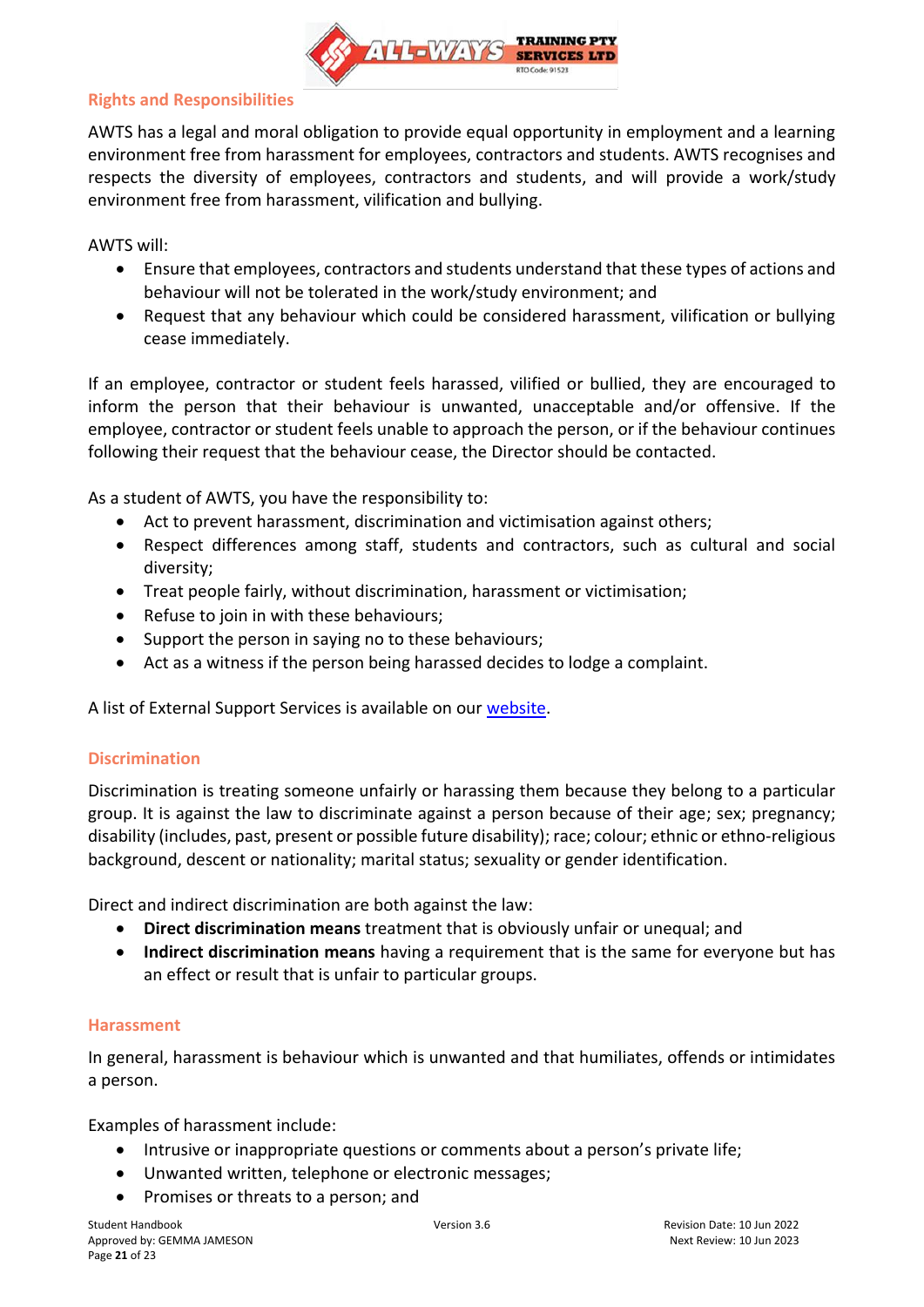## Rights and Responsibilities

AWTS has a legal and moral obligation to provide equal opportunity in employment and a learning environment free from harassment for employees, contractors and students. AWTS recognises and respects the diversity of employees, contractors and students, and will provide a work/study environment free from harassment, vilification and bullying.

AWTS will:

- Ensure that employees, contractors and students understand that these types of actions and behaviour will not be tolerated in the work/study environment; and
- Request that any behaviour which could be considered harassment, vilification or bullying cease immediately.

If an employee, contractor or student feels harassed, vilified or bullied, they are encouraged to inform the person that their behaviour is unwanted, unacceptable and/or offensive. If the employee, contractor or student feels unable to approach the person, or if the behaviour continues following their request that the behaviour cease, the Director should be contacted.

As a student of AWTS, you have the responsibility to:

- Act to prevent harassment, discrimination and victimisation against others;
- Respect differences among staff, students and contractors, such as cultural and social diversity;
- Treat people fairly, without discrimination, harassment or victimisation;
- Refuse to join in with these behaviours;
- Support the person in saying no to these behaviours;
- Act as a witness if the person being harassed decides to lodge a complaint.

A list of External Support Services is available on our website.

## Discrimination

Discrimination is treating someone unfairly or harassing them because they belong to a particular group. It is against the law to discriminate against a person because of their age; sex; pregnancy; disability (includes, past, present or possible future disability); race; colour; ethnic or ethno-religious background, descent or nationality; marital status; sexuality or gender identification.

Direct and indirect discrimination are both against the law:

- **Direct discrimination means** treatment that is obviously unfair or unequal; and
- **Indirect discrimination means** having a requirement that is the same for everyone but has an effect or result that is unfair to particular groups.

## Harassment

In general, harassment is behaviour which is unwanted and that humiliates, offends or intimidates a person.

Examples of harassment include:

- Intrusive or inappropriate questions or comments about a person's private life;
- Unwanted written, telephone or electronic messages;
- Promises or threats to a person; and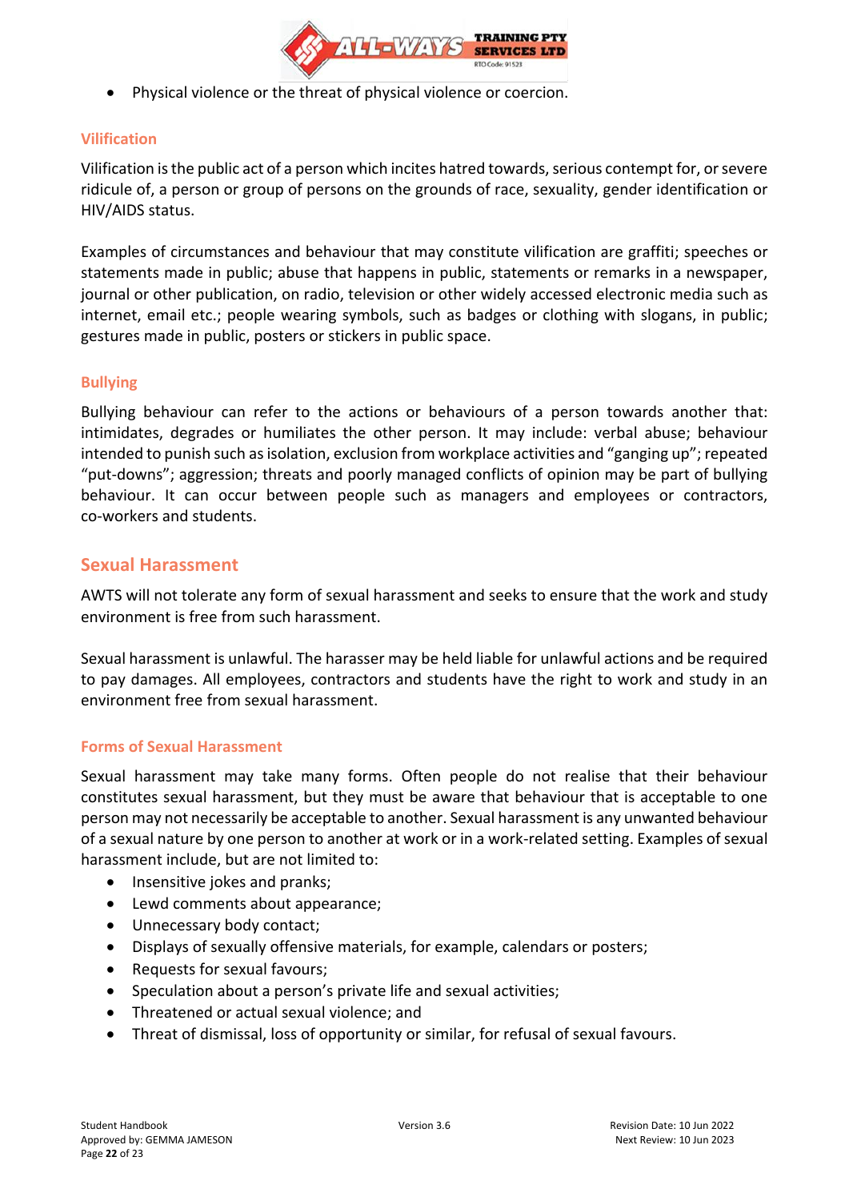- Physical violence or the threat of physical violence or coercion.

### Vilification

Vilification is the public act of a person which incites hatred towards, serious contempt for, or severe ridicule of, a person or group of persons on the grounds of race, sexuality, gender identification or HIV/AIDS status.

Examples of circumstances and behaviour that may constitute vilification are graffiti; speeches or statements made in public; abuse that happens in public, statements or remarks in a newspaper, journal or other publication, on radio, television or other widely accessed electronic media such as internet, email etc.; people wearing symbols, such as badges or clothing with slogans, in public; gestures made in public, posters or stickers in public space.

### Bullying

Bullying behaviour can refer to the actions or behaviours of a person towards another that: intimidates, degrades or humiliates the other person. It may include: verbal abuse; behaviour intended to punish such as isolation, exclusion from workplace activities and "ganging up"; repeated "put-downs"; aggression; threats and poorly managed conflicts of opinion may be part of bullying behaviour. It can occur between people such as managers and employees or contractors, co-workers and students.

## Sexual Harassment

AWTS will not tolerate any form of sexual harassment and seeks to ensure that the work and study environment is free from such harassment.

Sexual harassment is unlawful. The harasser may be held liable for unlawful actions and be required to pay damages. All employees, contractors and students have the right to work and study in an environment free from sexual harassment.

### Forms of Sexual Harassment

Sexual harassment may take many forms. Often people do not realise that their behaviour constitutes sexual harassment, but they must be aware that behaviour that is acceptable to one person may not necessarily be acceptable to another. Sexual harassment is any unwanted behaviour of a sexual nature by one person to another at work or in a work-related setting. Examples of sexual harassment include, but are not limited to:

- Insensitive jokes and pranks;
- Lewd comments about appearance;
- Unnecessary body contact;
- Displays of sexually offensive materials, for example, calendars or posters;
- Requests for sexual favours;
- Speculation about a person's private life and sexual activities;
- Threatened or actual sexual violence; and
- Threat of dismissal, loss of opportunity or similar, for refusal of sexual favours.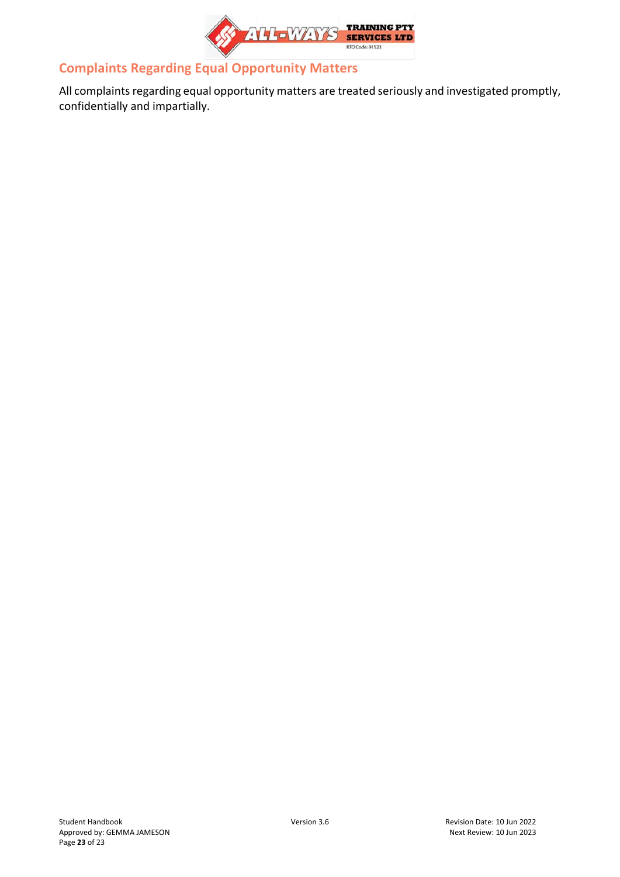## Complaints Regarding Equal Opportunity Matters

All complaints regarding equal opportunity matters are treated seriously and investigated promptly, confidentially and impartially.